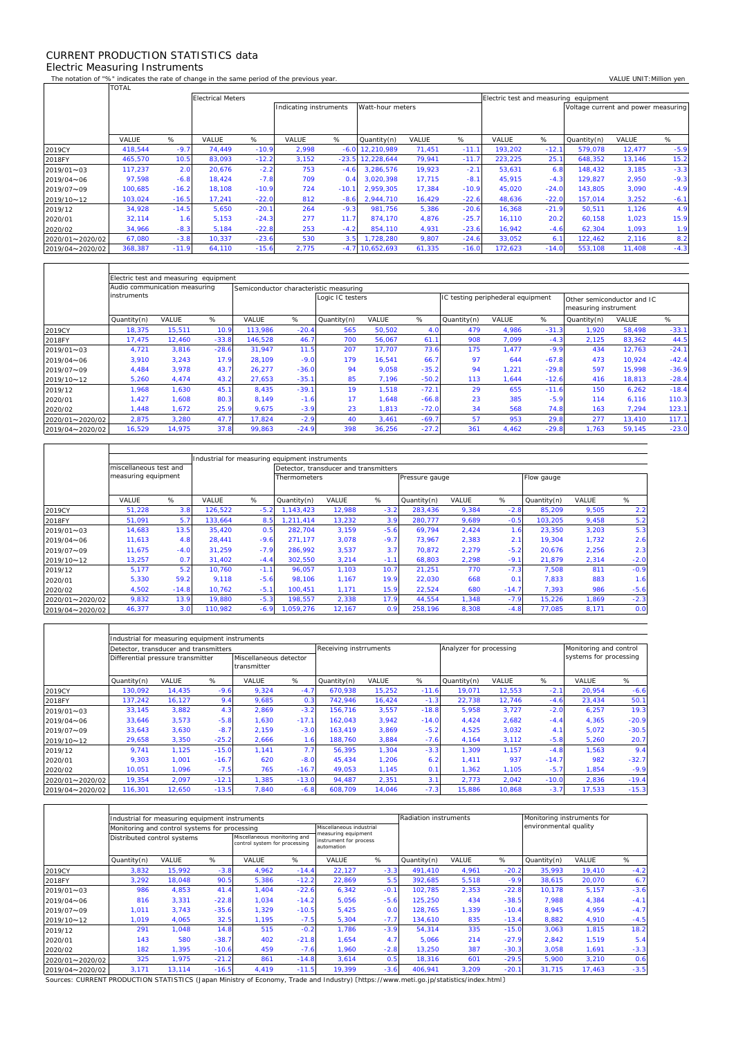# CURRENT PRODUCTION STATISTICS data

## Electric Measuring Instruments

The notation of "%" indicates the rate of change in the same period of the previous year.

VALUE UNIT:Million yen

| | TOTAL | | Electrical Meters | | | | | | | Electric test and measuring equipment | | | | |
|---|---|---|---|---|---|---|---|---|---|---|---|---|---|---|
| | | | | | Indicating instruments | | Watt-hour meters | | | | | Voltage current and power measuring | | |
| | VALUE | % | VALUE | % | VALUE | % | Quantity(n) | VALUE | % | VALUE | % | Quantity(n) | VALUE | % |
| 2019CY | 418,544 | -9.7 | 74,449 | -10.9 | 2,998 | -6.0 | 12,210,989 | 71,451 | -11.1 | 193,202 | -12.1 | 579,078 | 12,477 | -5.9 |
| 2018FY | 465,570 | 10.5 | 83,093 | -12.2 | 3,152 | -23.5 | 12,228,644 | 79,941 | -11.7 | 223,225 | 25.1 | 648,352 | 13,146 | 15.2 |
| 2019/01~03 | 117,237 | 2.0 | 20,676 | -2.2 | 753 | -4.6 | 3,286,576 | 19,923 | -2.1 | 53,631 | 6.8 | 148,432 | 3,185 | -3.3 |
| 2019/04~06 | 97,598 | -6.8 | 18,424 | -7.8 | 709 | 0.4 | 3,020,398 | 17,715 | -8.1 | 45,915 | -4.3 | 129,827 | 2,950 | -9.3 |
| 2019/07~09 | 100,685 | -16.2 | 18,108 | -10.9 | 724 | -10.1 | 2,959,305 | 17,384 | -10.9 | 45,020 | -24.0 | 143,805 | 3,090 | -4.9 |
| 2019/10~12 | 103,024 | -16.5 | 17,241 | -22.0 | 812 | -8.6 | 2,944,710 | 16,429 | -22.6 | 48,636 | -22.0 | 157,014 | 3,252 | -6.1 |
| 2019/12 | 34,928 | -14.5 | 5,650 | -20.1 | 264 | -9.3 | 981,756 | 5,386 | -20.6 | 16,368 | -21.9 | 50,511 | 1,126 | 4.9 |
| 2020/01 | 32,114 | 1.6 | 5,153 | -24.3 | 277 | 11.7 | 874,170 | 4,876 | -25.7 | 16,110 | 20.2 | 60,158 | 1,023 | 15.9 |
| 2020/02 | 34,966 | -8.3 | 5,184 | -22.8 | 253 | -4.2 | 854,110 | 4,931 | -23.6 | 16,942 | -4.6 | 62,304 | 1,093 | 1.9 |
| 2020/01~2020/02 | 67,080 | -3.8 | 10,337 | -23.6 | 530 | 3.5 | 1,728,280 | 9,807 | -24.6 | 33,052 | 6.1 | 122,462 | 2,116 | 8.2 |
| 2019/04~2020/02 | 368,387 | -11.9 | 64,110 | -15.6 | 2,775 | -4.7 | 10,652,693 | 61,335 | -16.0 | 172,623 | -14.0 | 553,108 | 11,408 | -4.3 |

| | Electric test and measuring equipment | | | | | | | | | | | | | |
|---|---|---|---|---|---|---|---|---|---|---|---|---|---|---|
| | Audio communication measuring instruments | | | Semiconductor characteristic measuring | | | | | | | | | | |
| | | | | | | Logic IC testers | | | IC testing peripheheral equipment | | | Other semiconductor and IC measuring instrument | | |
| | Quantity(n) | VALUE | % | VALUE | % | Quantity(n) | VALUE | % | Quantity(n) | VALUE | % | Quantity(n) | VALUE | % |
| 2019CY | 18,375 | 15,511 | 10.9 | 113,986 | -20.4 | 565 | 50,502 | 4.0 | 479 | 4,986 | -31.3 | 1,920 | 58,498 | -33.1 |
| 2018FY | 17,475 | 12,460 | -33.8 | 146,528 | 46.7 | 700 | 56,067 | 61.1 | 908 | 7,099 | -4.3 | 2,125 | 83,362 | 44.5 |
| 2019/01~03 | 4,721 | 3,816 | -28.6 | 31,947 | 11.5 | 207 | 17,707 | 73.6 | 175 | 1,477 | -9.9 | 434 | 12,763 | -24.1 |
| 2019/04~06 | 3,910 | 3,243 | 17.9 | 28,109 | -9.0 | 179 | 16,541 | 66.7 | 97 | 644 | -67.8 | 473 | 10,924 | -42.4 |
| 2019/07~09 | 4,484 | 3,978 | 43.7 | 26,277 | -36.0 | 94 | 9,058 | -35.2 | 94 | 1,221 | -29.8 | 597 | 15,998 | -36.9 |
| 2019/10~12 | 5,260 | 4,474 | 43.2 | 27,653 | -35.1 | 85 | 7,196 | -50.2 | 113 | 1,644 | -12.6 | 416 | 18,813 | -28.4 |
| 2019/12 | 1,968 | 1,630 | 45.1 | 8,435 | -39.1 | 19 | 1,518 | -72.1 | 29 | 655 | -11.6 | 150 | 6,262 | -18.4 |
| 2020/01 | 1,427 | 1,608 | 80.3 | 8,149 | -1.6 | 17 | 1,648 | -66.8 | 23 | 385 | -5.9 | 114 | 6,116 | 110.3 |
| 2020/02 | 1,448 | 1,672 | 25.9 | 9,675 | -3.9 | 23 | 1,813 | -72.0 | 34 | 568 | 74.8 | 163 | 7,294 | 123.1 |
| 2020/01~2020/02 | 2,875 | 3,280 | 47.7 | 17,824 | -2.9 | 40 | 3,461 | -69.7 | 57 | 953 | 29.8 | 277 | 13,410 | 117.1 |
| 2019/04~2020/02 | 16,529 | 14,975 | 37.8 | 99,863 | -24.9 | 398 | 36,256 | -27.2 | 361 | 4,462 | -29.8 | 1,763 | 59,145 | -23.0 |

| | | | Industrial for measuring equipment instruments | | | | | | | | | | | |
|---|---|---|---|---|---|---|---|---|---|---|---|---|---|---|
| | miscellaneous test and measuring equipment | | | | Detector, transducer and transmitters | | | | | | | | | |
| | | | | | Thermometers | | | Pressure gauge | | | Flow gauge | | | |
| | VALUE | % | VALUE | % | Quantity(n) | VALUE | % | Quantity(n) | VALUE | % | Quantity(n) | VALUE | % | |
| 2019CY | 51,228 | 3.8 | 126,522 | -5.2 | 1,143,423 | 12,988 | -3.2 | 283,436 | 9,384 | -2.8 | 85,209 | 9,505 | 2.2 | |
| 2018FY | 51,091 | 5.7 | 133,664 | 8.5 | 1,211,414 | 13,232 | 3.9 | 280,777 | 9,689 | -0.5 | 103,205 | 9,458 | 5.2 | |
| 2019/01~03 | 14,683 | 13.5 | 35,420 | 0.5 | 282,704 | 3,159 | -5.6 | 69,794 | 2,424 | 1.6 | 23,350 | 3,203 | 5.3 | |
| 2019/04~06 | 11,613 | 4.8 | 28,441 | -9.6 | 271,177 | 3,078 | -9.7 | 73,967 | 2,383 | 2.1 | 19,304 | 1,732 | 2.6 | |
| 2019/07~09 | 11,675 | -4.0 | 31,259 | -7.9 | 286,992 | 3,537 | 3.7 | 70,872 | 2,279 | -5.2 | 20,676 | 2,256 | 2.3 | |
| 2019/10~12 | 13,257 | 0.7 | 31,402 | -4.4 | 302,550 | 3,214 | -1.1 | 68,803 | 2,298 | -9.1 | 21,879 | 2,314 | -2.0 | |
| 2019/12 | 5,177 | 5.2 | 10,760 | -1.1 | 96,057 | 1,103 | 10.7 | 21,251 | 770 | -7.3 | 7,508 | 811 | -0.9 | |
| 2020/01 | 5,330 | 59.2 | 9,118 | -5.6 | 98,106 | 1,167 | 19.9 | 22,030 | 668 | 0.1 | 7,833 | 883 | 1.6 | |
| 2020/02 | 4,502 | -14.8 | 10,762 | -5.1 | 100,451 | 1,171 | 15.9 | 22,524 | 680 | -14.7 | 7,393 | 986 | -5.6 | |
| 2020/01~2020/02 | 9,832 | 13.9 | 19,880 | -5.3 | 198,557 | 2,338 | 17.9 | 44,554 | 1,348 | -7.9 | 15,226 | 1,869 | -2.3 | |
| 2019/04~2020/02 | 46,377 | 3.0 | 110,982 | -6.9 | 1,059,276 | 12,167 | 0.9 | 258,196 | 8,308 | -4.8 | 77,085 | 8,171 | 0.0 | |

| | Industrial for measuring equipment instruments | | | | | | | | | | | | |
|---|---|---|---|---|---|---|---|---|---|---|---|---|---|
| | Detector, transducer and transmitters | | | | | Receiving instrruments | | | Analyzer for processing | | | Monitoring and control systems for processing | |
| | Differential pressure transmitter | | | Miscellaneous detector transmitter | | | | | | | | | |
| | Quantity(n) | VALUE | % | VALUE | % | Quantity(n) | VALUE | % | Quantity(n) | VALUE | % | VALUE | % |
| 2019CY | 130,092 | 14,435 | -9.6 | 9,324 | -4.7 | 670,938 | 15,252 | -11.6 | 19,071 | 12,553 | -2.1 | 20,954 | -6.6 |
| 2018FY | 137,242 | 16,127 | 9.4 | 9,685 | 0.3 | 742,946 | 16,424 | -1.3 | 22,738 | 12,746 | -4.6 | 23,434 | 50.1 |
| 2019/01~03 | 33,145 | 3,882 | 4.3 | 2,869 | -3.2 | 156,716 | 3,557 | -18.8 | 5,958 | 3,727 | -2.0 | 6,257 | 19.3 |
| 2019/04~06 | 33,646 | 3,573 | -5.8 | 1,630 | -17.1 | 162,043 | 3,942 | -14.0 | 4,424 | 2,682 | -4.4 | 4,365 | -20.9 |
| 2019/07~09 | 33,643 | 3,630 | -8.7 | 2,159 | -3.0 | 163,419 | 3,869 | -5.2 | 4,525 | 3,032 | 4.1 | 5,072 | -30.5 |
| 2019/10~12 | 29,658 | 3,350 | -25.2 | 2,666 | 1.6 | 188,760 | 3,884 | -7.6 | 4,164 | 3,112 | -5.8 | 5,260 | 20.7 |
| 2019/12 | 9,741 | 1,125 | -15.0 | 1,141 | 7.7 | 56,395 | 1,304 | -3.3 | 1,309 | 1,157 | -4.8 | 1,563 | 9.4 |
| 2020/01 | 9,303 | 1,001 | -16.7 | 620 | -8.0 | 45,434 | 1,206 | 6.2 | 1,411 | 937 | -14.7 | 982 | -32.7 |
| 2020/02 | 10,051 | 1,096 | -7.5 | 765 | -16.7 | 49,053 | 1,145 | 0.1 | 1,362 | 1,105 | -5.7 | 1,854 | -9.9 |
| 2020/01~2020/02 | 19,354 | 2,097 | -12.1 | 1,385 | -13.0 | 94,487 | 2,351 | 3.1 | 2,773 | 2,042 | -10.0 | 2,836 | -19.4 |
| 2019/04~2020/02 | 116,301 | 12,650 | -13.5 | 7,840 | -6.8 | 608,709 | 14,046 | -7.3 | 15,886 | 10,868 | -3.7 | 17,533 | -15.3 |

| | Industrial for measuring equipment instruments | | | | | | | Radiation instruments | | | Monitoring instruments for environmental quality | | |
|---|---|---|---|---|---|---|---|---|---|---|---|---|---|
| | Monitoring and control systems for processing | | | | | Miscellaneous industrial measuring equipment instrument for process automation | | | | | | | |
| | Distributed control systems | | | Miscellaneous monitoring and control system for processing | | | | | | | | | |
| | Quantity(n) | VALUE | % | VALUE | % | VALUE | % | Quantity(n) | VALUE | % | Quantity(n) | VALUE | % |
| 2019CY | 3,832 | 15,992 | -3.8 | 4,962 | -14.4 | 22,127 | -3.3 | 491,410 | 4,961 | -20.2 | 35,993 | 19,410 | -4.2 |
| 2018FY | 3,292 | 18,048 | 90.5 | 5,386 | -12.2 | 22,869 | 5.5 | 392,685 | 5,518 | -9.9 | 38,615 | 20,070 | 6.7 |
| 2019/01~03 | 986 | 4,853 | 41.4 | 1,404 | -22.6 | 6,342 | -0.1 | 102,785 | 2,353 | -22.8 | 10,178 | 5,157 | -3.6 |
| 2019/04~06 | 816 | 3,331 | -22.8 | 1,034 | -14.2 | 5,056 | -5.6 | 125,250 | 434 | -38.5 | 7,988 | 4,384 | -4.1 |
| 2019/07~09 | 1,011 | 3,743 | -35.6 | 1,329 | -10.5 | 5,425 | 0.0 | 128,765 | 1,339 | -10.4 | 8,945 | 4,959 | -4.7 |
| 2019/10~12 | 1,019 | 4,065 | 32.5 | 1,195 | -7.5 | 5,304 | -7.7 | 134,610 | 835 | -13.4 | 8,882 | 4,910 | -4.5 |
| 2019/12 | 291 | 1,048 | 14.8 | 515 | -0.2 | 1,786 | -3.9 | 54,314 | 335 | -15.0 | 3,063 | 1,815 | 18.2 |
| 2020/01 | 143 | 580 | -38.7 | 402 | -21.8 | 1,654 | 4.7 | 5,066 | 214 | -27.9 | 2,842 | 1,519 | 5.4 |
| 2020/02 | 182 | 1,395 | -10.6 | 459 | -7.6 | 1,960 | -2.8 | 13,250 | 387 | -30.3 | 3,058 | 1,691 | -3.3 |
| 2020/01~2020/02 | 325 | 1,975 | -21.2 | 861 | -14.8 | 3,614 | 0.5 | 18,316 | 601 | -29.5 | 5,900 | 3,210 | 0.6 |
| 2019/04~2020/02 | 3,171 | 13,114 | -16.5 | 4,419 | -11.5 | 19,399 | -3.6 | 406,941 | 3,209 | -20.1 | 31,715 | 17,463 | -3.5 |

Sources: CURRENT PRODUCTION STATISTICS (Japan Ministry of Economy, Trade and Industry) [https://www.meti.go.jp/statistics/index.html]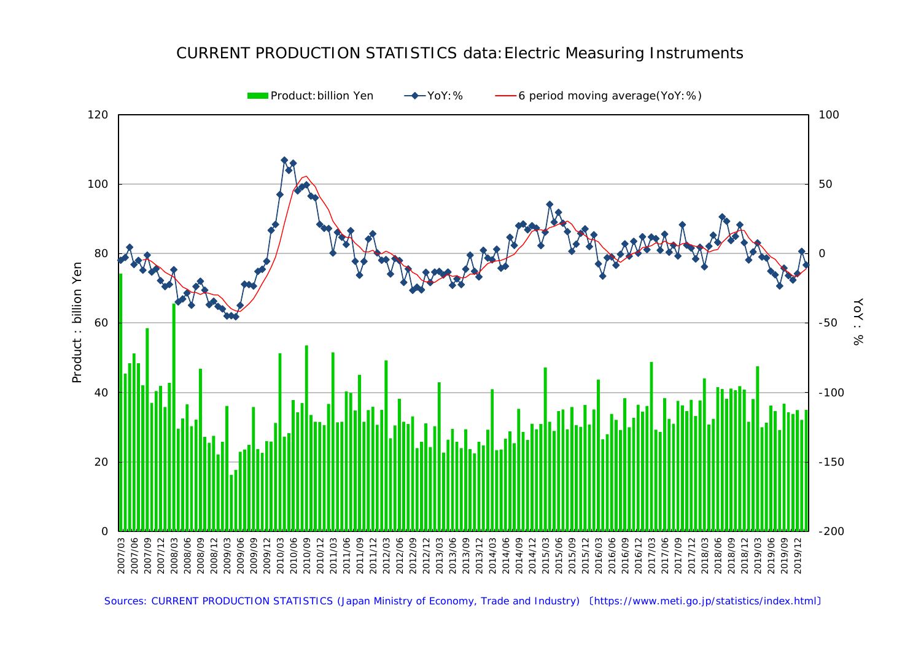# CURRENT PRODUCTION STATISTICS data:Electric Measuring Instruments

Product:billion Yen
YoY:%
6 period moving average(YoY:%)

Product : billion Yen

YoY : %

120
100
80
60
40
20
0

100
50
0
-50
-100
-150
-200

2007/03
2007/06
2007/09
2007/12
2008/03
2008/06
2008/09
2008/12
2009/03
2009/06
2009/09
2009/12
2010/03
2010/06
2010/09
2010/12
2011/03
2011/06
2011/09
2011/12
2012/03
2012/06
2012/09
2012/12
2013/03
2013/06
2013/09
2013/12
2014/03
2014/06
2014/09
2014/12
2015/03
2015/06
2015/09
2015/12
2016/03
2016/06
2016/09
2016/12
2017/03
2017/06
2017/09
2017/12
2018/03
2018/06
2018/09
2018/12
2019/03
2019/06
2019/09
2019/12

Sources: CURRENT PRODUCTION STATISTICS (Japan Ministry of Economy, Trade and Industry) 〔https://www.meti.go.jp/statistics/index.html〕